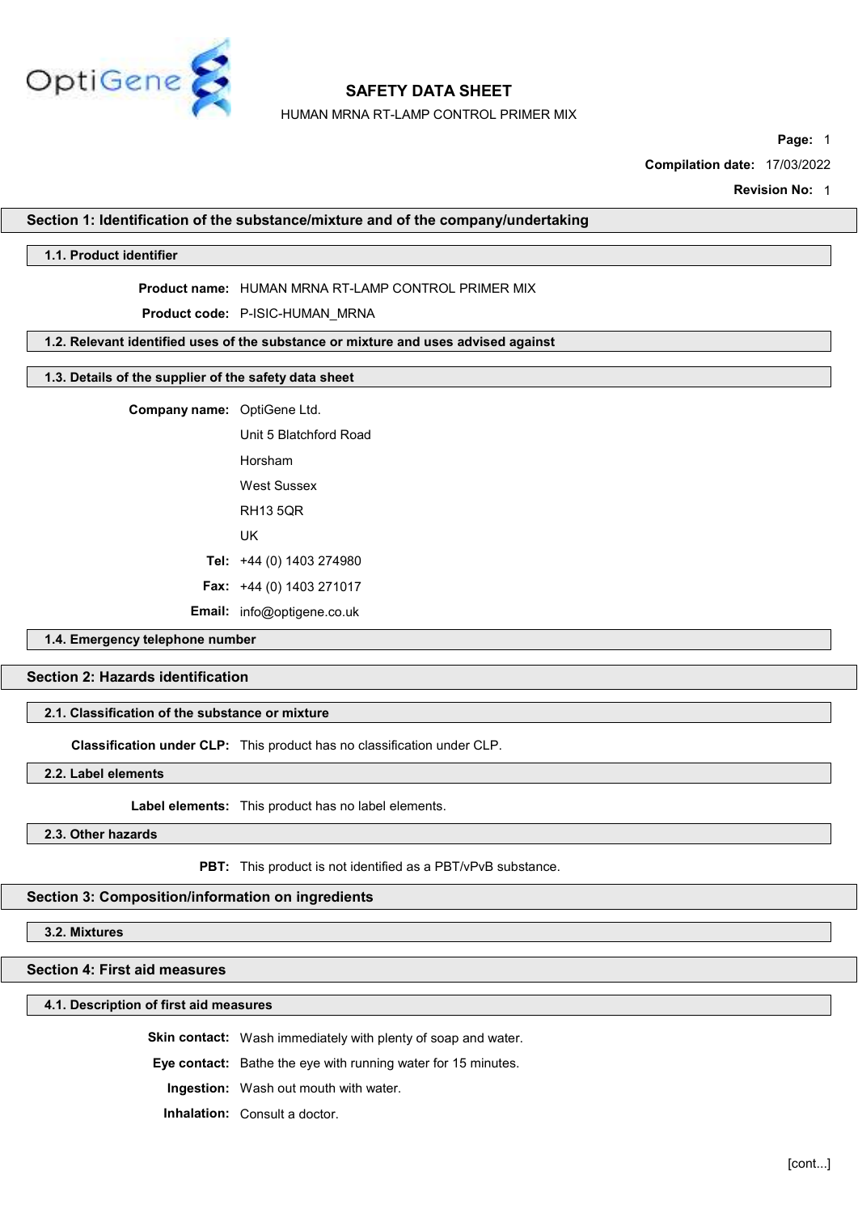# SAFETY DATA SHEET

HUMAN MRNA RT-LAMP CONTROL PRIMER MIX

**Compilation date:** 17/03/2022

**Revision No:** 1

## Section 1: Identification of the substance/mixture and of the company/undertaking

### 1.1. Product identifier

**Product name:** HUMAN MRNA RT-LAMP CONTROL PRIMER MIX

**Product code:** P-ISIC-HUMAN_MRNA

### 1.2. Relevant identified uses of the substance or mixture and uses advised against

### 1.3. Details of the supplier of the safety data sheet

**Company name:** OptiGene Ltd.

Unit 5 Blatchford Road

Horsham

West Sussex

RH13 5QR

UK

**Tel:** +44 (0) 1403 274980

**Fax:** +44 (0) 1403 271017

**Email:** info@optigene.co.uk

### 1.4. Emergency telephone number

## Section 2: Hazards identification

### 2.1. Classification of the substance or mixture

**Classification under CLP:** This product has no classification under CLP.

### 2.2. Label elements

**Label elements:** This product has no label elements.

### 2.3. Other hazards

**PBT:** This product is not identified as a PBT/vPvB substance.

## Section 3: Composition/information on ingredients

### 3.2. Mixtures

## Section 4: First aid measures

### 4.1. Description of first aid measures

**Skin contact:** Wash immediately with plenty of soap and water.

**Eye contact:** Bathe the eye with running water for 15 minutes.

**Ingestion:** Wash out mouth with water.

**Inhalation:** Consult a doctor.

[cont...]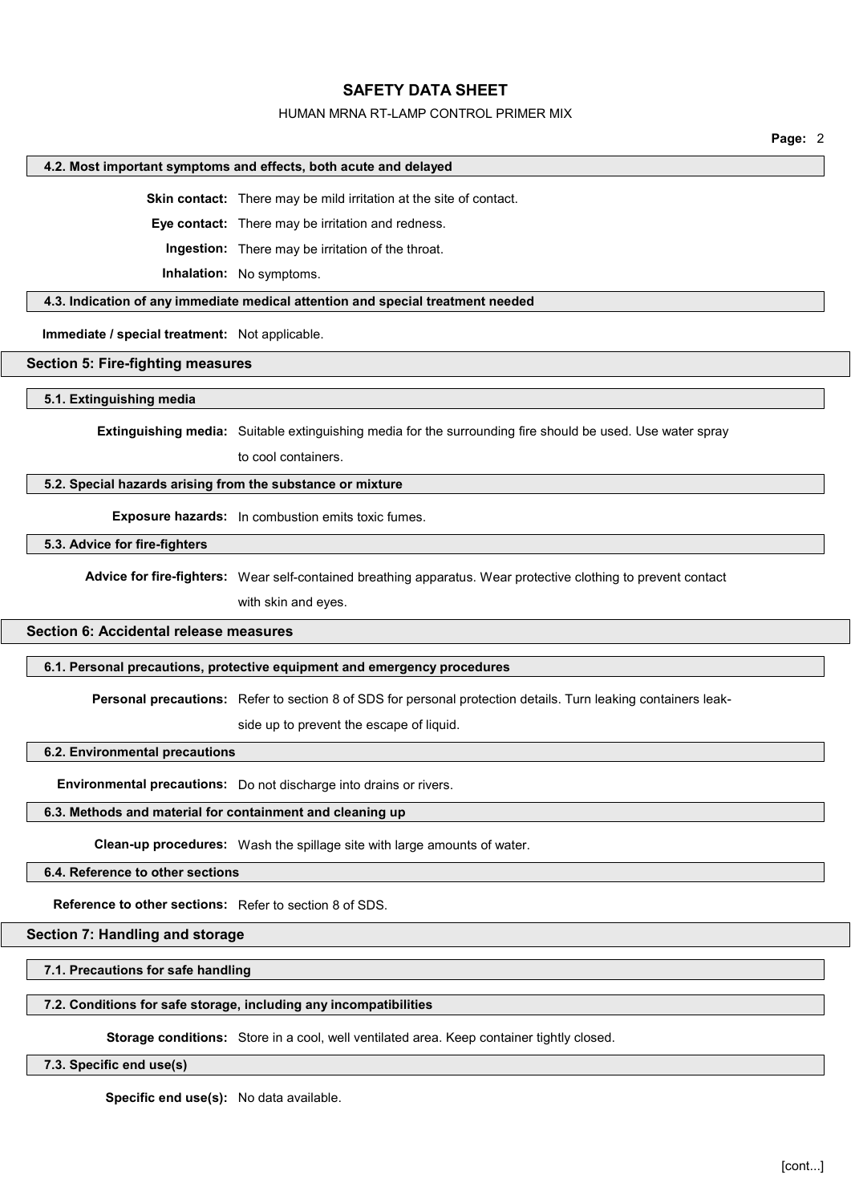### 4.2. Most important symptoms and effects, both acute and delayed

**Skin contact:** There may be mild irritation at the site of contact.

**Eye contact:** There may be irritation and redness.

**Ingestion:** There may be irritation of the throat.

**Inhalation:** No symptoms.

### 4.3. Indication of any immediate medical attention and special treatment needed

**Immediate / special treatment:** Not applicable.

## Section 5: Fire-fighting measures

### 5.1. Extinguishing media

**Extinguishing media:** Suitable extinguishing media for the surrounding fire should be used. Use water spray to cool containers.

### 5.2. Special hazards arising from the substance or mixture

**Exposure hazards:** In combustion emits toxic fumes.

### 5.3. Advice for fire-fighters

**Advice for fire-fighters:** Wear self-contained breathing apparatus. Wear protective clothing to prevent contact with skin and eyes.

## Section 6: Accidental release measures

### 6.1. Personal precautions, protective equipment and emergency procedures

**Personal precautions:** Refer to section 8 of SDS for personal protection details. Turn leaking containers leak-side up to prevent the escape of liquid.

### 6.2. Environmental precautions

**Environmental precautions:** Do not discharge into drains or rivers.

### 6.3. Methods and material for containment and cleaning up

**Clean-up procedures:** Wash the spillage site with large amounts of water.

### 6.4. Reference to other sections

**Reference to other sections:** Refer to section 8 of SDS.

## Section 7: Handling and storage

### 7.1. Precautions for safe handling

### 7.2. Conditions for safe storage, including any incompatibilities

**Storage conditions:** Store in a cool, well ventilated area. Keep container tightly closed.

### 7.3. Specific end use(s)

**Specific end use(s):** No data available.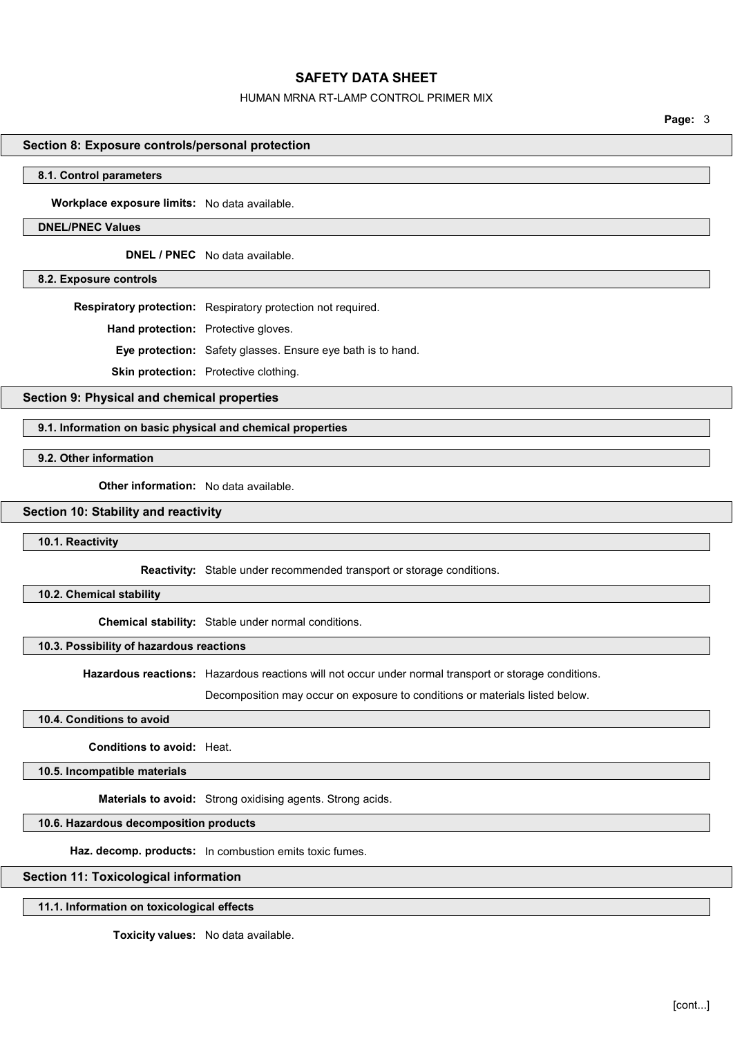## Section 8: Exposure controls/personal protection

### 8.1. Control parameters

**Workplace exposure limits:** No data available.

### DNEL/PNEC Values

**DNEL / PNEC** No data available.

### 8.2. Exposure controls

**Respiratory protection:** Respiratory protection not required.

**Hand protection:** Protective gloves.

**Eye protection:** Safety glasses. Ensure eye bath is to hand.

**Skin protection:** Protective clothing.

## Section 9: Physical and chemical properties

### 9.1. Information on basic physical and chemical properties

### 9.2. Other information

**Other information:** No data available.

## Section 10: Stability and reactivity

### 10.1. Reactivity

**Reactivity:** Stable under recommended transport or storage conditions.

### 10.2. Chemical stability

**Chemical stability:** Stable under normal conditions.

### 10.3. Possibility of hazardous reactions

**Hazardous reactions:** Hazardous reactions will not occur under normal transport or storage conditions.

Decomposition may occur on exposure to conditions or materials listed below.

### 10.4. Conditions to avoid

**Conditions to avoid:** Heat.

### 10.5. Incompatible materials

**Materials to avoid:** Strong oxidising agents. Strong acids.

### 10.6. Hazardous decomposition products

**Haz. decomp. products:** In combustion emits toxic fumes.

## Section 11: Toxicological information

### 11.1. Information on toxicological effects

**Toxicity values:** No data available.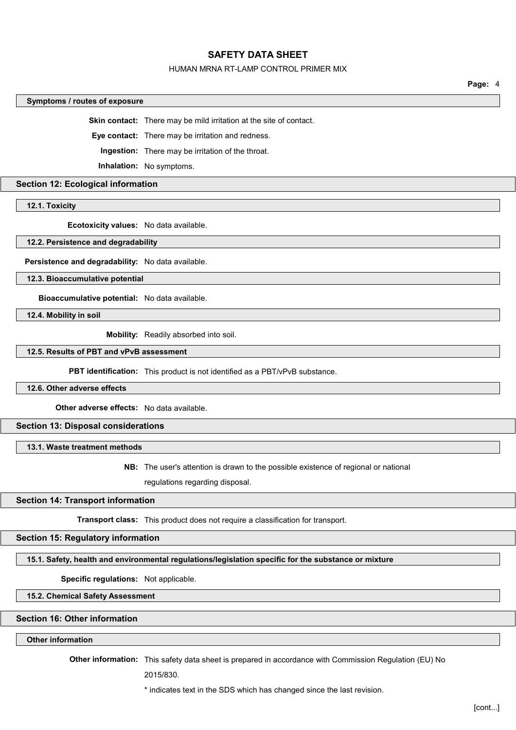### Symptoms / routes of exposure

**Skin contact:** There may be mild irritation at the site of contact.

**Eye contact:** There may be irritation and redness.

**Ingestion:** There may be irritation of the throat.

**Inhalation:** No symptoms.

## Section 12: Ecological information

### 12.1. Toxicity

**Ecotoxicity values:** No data available.

### 12.2. Persistence and degradability

**Persistence and degradability:** No data available.

### 12.3. Bioaccumulative potential

**Bioaccumulative potential:** No data available.

### 12.4. Mobility in soil

**Mobility:** Readily absorbed into soil.

### 12.5. Results of PBT and vPvB assessment

**PBT identification:** This product is not identified as a PBT/vPvB substance.

### 12.6. Other adverse effects

**Other adverse effects:** No data available.

## Section 13: Disposal considerations

### 13.1. Waste treatment methods

**NB:** The user's attention is drawn to the possible existence of regional or national regulations regarding disposal.

## Section 14: Transport information

**Transport class:** This product does not require a classification for transport.

## Section 15: Regulatory information

### 15.1. Safety, health and environmental regulations/legislation specific for the substance or mixture

**Specific regulations:** Not applicable.

### 15.2. Chemical Safety Assessment

## Section 16: Other information

### Other information

**Other information:** This safety data sheet is prepared in accordance with Commission Regulation (EU) No 2015/830.

* indicates text in the SDS which has changed since the last revision.

[cont...]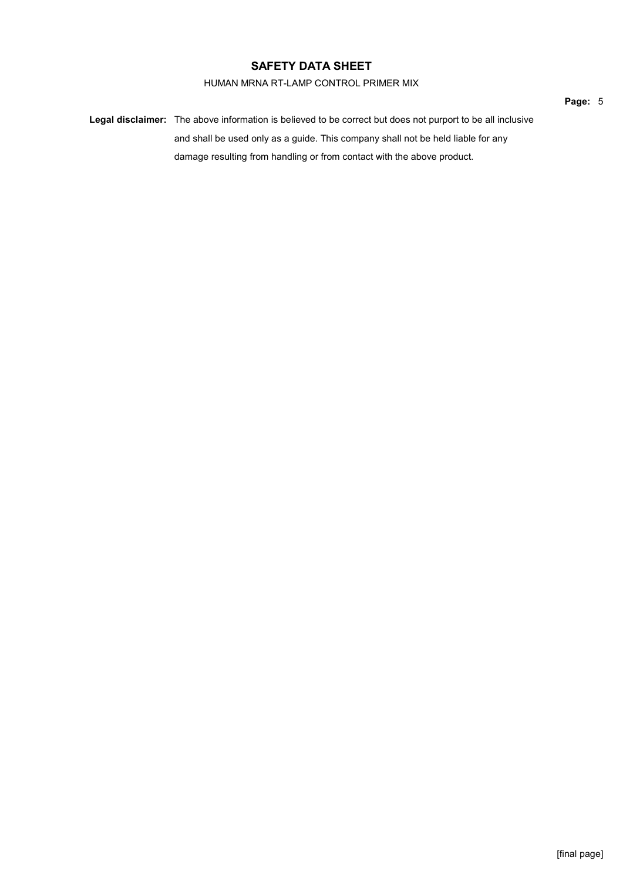**Legal disclaimer:** The above information is believed to be correct but does not purport to be all inclusive and shall be used only as a guide. This company shall not be held liable for any damage resulting from handling or from contact with the above product.

[final page]